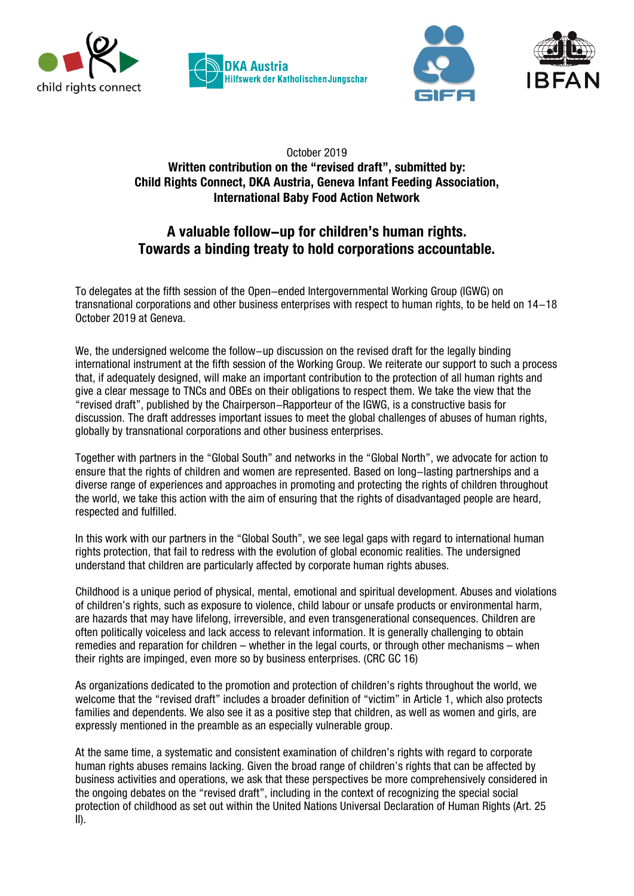October 2019

**Written contribution on the "revised draft", submitted by:**
**Child Rights Connect, DKA Austria, Geneva Infant Feeding Association, International Baby Food Action Network**

## A valuable follow–up for children's human rights.
## Towards a binding treaty to hold corporations accountable.

To delegates at the fifth session of the Open–ended Intergovernmental Working Group (IGWG) on transnational corporations and other business enterprises with respect to human rights, to be held on 14–18 October 2019 at Geneva.

We, the undersigned welcome the follow–up discussion on the revised draft for the legally binding international instrument at the fifth session of the Working Group. We reiterate our support to such a process that, if adequately designed, will make an important contribution to the protection of all human rights and give a clear message to TNCs and OBEs on their obligations to respect them. We take the view that the "revised draft", published by the Chairperson–Rapporteur of the IGWG, is a constructive basis for discussion. The draft addresses important issues to meet the global challenges of abuses of human rights, globally by transnational corporations and other business enterprises.

Together with partners in the "Global South" and networks in the "Global North", we advocate for action to ensure that the rights of children and women are represented. Based on long–lasting partnerships and a diverse range of experiences and approaches in promoting and protecting the rights of children throughout the world, we take this action with the aim of ensuring that the rights of disadvantaged people are heard, respected and fulfilled.

In this work with our partners in the "Global South", we see legal gaps with regard to international human rights protection, that fail to redress with the evolution of global economic realities. The undersigned understand that children are particularly affected by corporate human rights abuses.

Childhood is a unique period of physical, mental, emotional and spiritual development. Abuses and violations of children's rights, such as exposure to violence, child labour or unsafe products or environmental harm, are hazards that may have lifelong, irreversible, and even transgenerational consequences. Children are often politically voiceless and lack access to relevant information. It is generally challenging to obtain remedies and reparation for children – whether in the legal courts, or through other mechanisms – when their rights are impinged, even more so by business enterprises. (CRC GC 16)

As organizations dedicated to the promotion and protection of children's rights throughout the world, we welcome that the "revised draft" includes a broader definition of "victim" in Article 1, which also protects families and dependents. We also see it as a positive step that children, as well as women and girls, are expressly mentioned in the preamble as an especially vulnerable group.

At the same time, a systematic and consistent examination of children's rights with regard to corporate human rights abuses remains lacking. Given the broad range of children's rights that can be affected by business activities and operations, we ask that these perspectives be more comprehensively considered in the ongoing debates on the "revised draft", including in the context of recognizing the special social protection of childhood as set out within the United Nations Universal Declaration of Human Rights (Art. 25 II).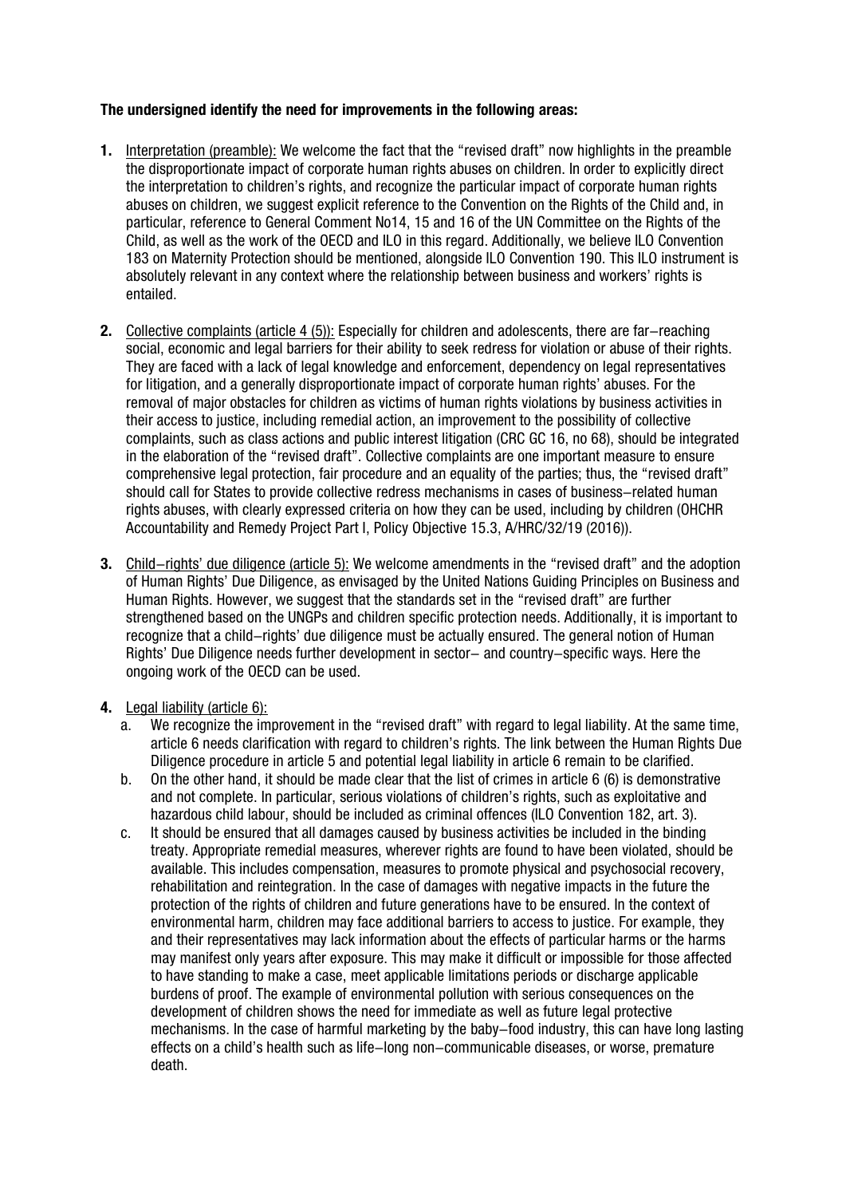**The undersigned identify the need for improvements in the following areas:**

1. Interpretation (preamble): We welcome the fact that the "revised draft" now highlights in the preamble the disproportionate impact of corporate human rights abuses on children. In order to explicitly direct the interpretation to children's rights, and recognize the particular impact of corporate human rights abuses on children, we suggest explicit reference to the Convention on the Rights of the Child and, in particular, reference to General Comment No14, 15 and 16 of the UN Committee on the Rights of the Child, as well as the work of the OECD and ILO in this regard. Additionally, we believe ILO Convention 183 on Maternity Protection should be mentioned, alongside ILO Convention 190. This ILO instrument is absolutely relevant in any context where the relationship between business and workers' rights is entailed.

2. Collective complaints (article 4 (5)): Especially for children and adolescents, there are far-reaching social, economic and legal barriers for their ability to seek redress for violation or abuse of their rights. They are faced with a lack of legal knowledge and enforcement, dependency on legal representatives for litigation, and a generally disproportionate impact of corporate human rights' abuses. For the removal of major obstacles for children as victims of human rights violations by business activities in their access to justice, including remedial action, an improvement to the possibility of collective complaints, such as class actions and public interest litigation (CRC GC 16, no 68), should be integrated in the elaboration of the "revised draft". Collective complaints are one important measure to ensure comprehensive legal protection, fair procedure and an equality of the parties; thus, the "revised draft" should call for States to provide collective redress mechanisms in cases of business-related human rights abuses, with clearly expressed criteria on how they can be used, including by children (OHCHR Accountability and Remedy Project Part I, Policy Objective 15.3, A/HRC/32/19 (2016)).

3. Child-rights' due diligence (article 5): We welcome amendments in the "revised draft" and the adoption of Human Rights' Due Diligence, as envisaged by the United Nations Guiding Principles on Business and Human Rights. However, we suggest that the standards set in the "revised draft" are further strengthened based on the UNGPs and children specific protection needs. Additionally, it is important to recognize that a child-rights' due diligence must be actually ensured. The general notion of Human Rights' Due Diligence needs further development in sector- and country-specific ways. Here the ongoing work of the OECD can be used.

4. Legal liability (article 6):
   a. We recognize the improvement in the "revised draft" with regard to legal liability. At the same time, article 6 needs clarification with regard to children's rights. The link between the Human Rights Due Diligence procedure in article 5 and potential legal liability in article 6 remain to be clarified.
   b. On the other hand, it should be made clear that the list of crimes in article 6 (6) is demonstrative and not complete. In particular, serious violations of children's rights, such as exploitative and hazardous child labour, should be included as criminal offences (ILO Convention 182, art. 3).
   c. It should be ensured that all damages caused by business activities be included in the binding treaty. Appropriate remedial measures, wherever rights are found to have been violated, should be available. This includes compensation, measures to promote physical and psychosocial recovery, rehabilitation and reintegration. In the case of damages with negative impacts in the future the protection of the rights of children and future generations have to be ensured. In the context of environmental harm, children may face additional barriers to access to justice. For example, they and their representatives may lack information about the effects of particular harms or the harms may manifest only years after exposure. This may make it difficult or impossible for those affected to have standing to make a case, meet applicable limitations periods or discharge applicable burdens of proof. The example of environmental pollution with serious consequences on the development of children shows the need for immediate as well as future legal protective mechanisms. In the case of harmful marketing by the baby-food industry, this can have long lasting effects on a child's health such as life-long non-communicable diseases, or worse, premature death.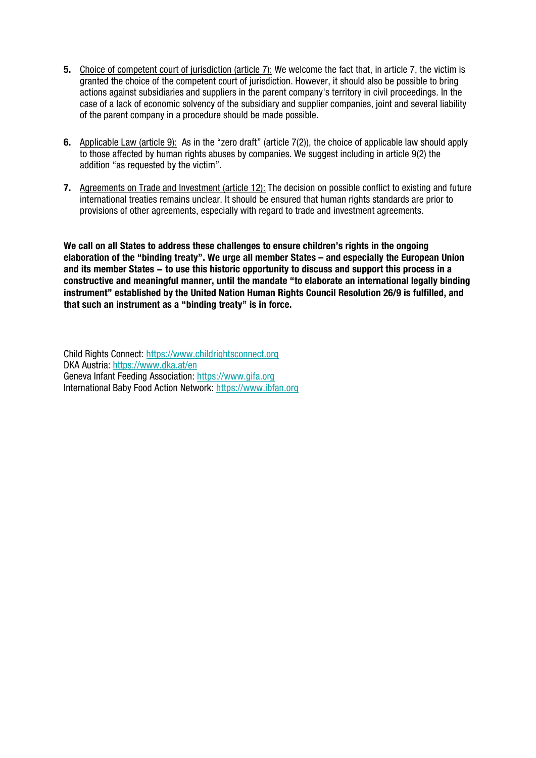5. <u>Choice of competent court of jurisdiction (article 7):</u> We welcome the fact that, in article 7, the victim is granted the choice of the competent court of jurisdiction. However, it should also be possible to bring actions against subsidiaries and suppliers in the parent company's territory in civil proceedings. In the case of a lack of economic solvency of the subsidiary and supplier companies, joint and several liability of the parent company in a procedure should be made possible.

6. <u>Applicable Law (article 9):</u> As in the "zero draft" (article 7(2)), the choice of applicable law should apply to those affected by human rights abuses by companies. We suggest including in article 9(2) the addition "as requested by the victim".

7. <u>Agreements on Trade and Investment (article 12):</u> The decision on possible conflict to existing and future international treaties remains unclear. It should be ensured that human rights standards are prior to provisions of other agreements, especially with regard to trade and investment agreements.

**We call on all States to address these challenges to ensure children's rights in the ongoing elaboration of the "binding treaty". We urge all member States – and especially the European Union and its member States – to use this historic opportunity to discuss and support this process in a constructive and meaningful manner, until the mandate "to elaborate an international legally binding instrument" established by the United Nation Human Rights Council Resolution 26/9 is fulfilled, and that such an instrument as a "binding treaty" is in force.**

Child Rights Connect: [https://www.childrightsconnect.org](https://www.childrightsconnect.org)
DKA Austria: [https://www.dka.at/en](https://www.dka.at/en)
Geneva Infant Feeding Association: [https://www.gifa.org](https://www.gifa.org)
International Baby Food Action Network: [https://www.ibfan.org](https://www.ibfan.org)